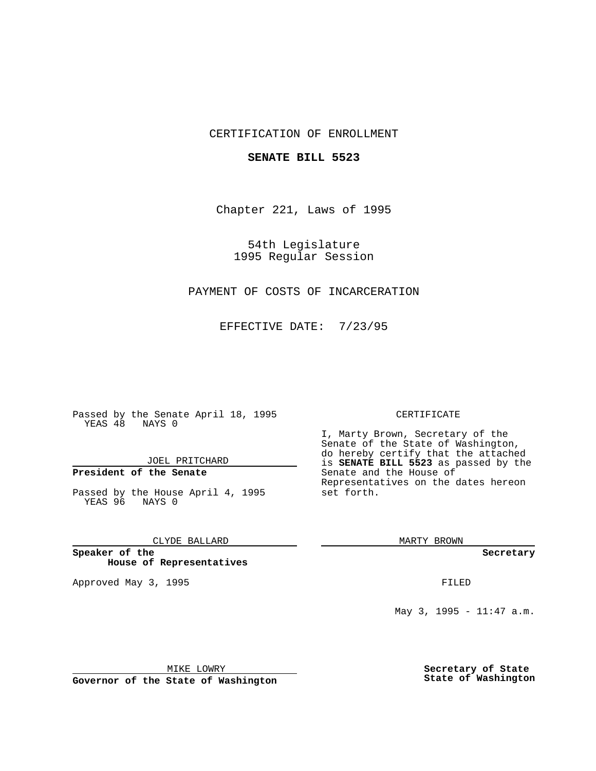CERTIFICATION OF ENROLLMENT

**SENATE BILL 5523**

Chapter 221, Laws of 1995

54th Legislature
1995 Regular Session

PAYMENT OF COSTS OF INCARCERATION

EFFECTIVE DATE: 7/23/95

Passed by the Senate April 18, 1995
YEAS 48 NAYS 0

JOEL PRITCHARD

**President of the Senate**

Passed by the House April 4, 1995
YEAS 96 NAYS 0

CLYDE BALLARD

**Speaker of the House of Representatives**

Approved May 3, 1995

MIKE LOWRY

**Governor of the State of Washington**

CERTIFICATE

I, Marty Brown, Secretary of the Senate of the State of Washington, do hereby certify that the attached is **SENATE BILL 5523** as passed by the Senate and the House of Representatives on the dates hereon set forth.

MARTY BROWN

**Secretary**

FILED

May 3, 1995 - 11:47 a.m.

**Secretary of State**
**State of Washington**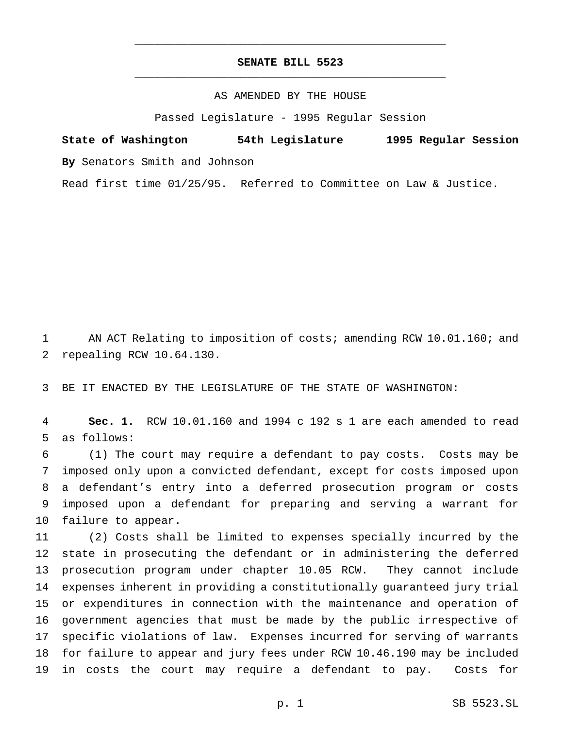**SENATE BILL 5523**

AS AMENDED BY THE HOUSE

Passed Legislature - 1995 Regular Session

**State of Washington 54th Legislature 1995 Regular Session**

**By** Senators Smith and Johnson

Read first time 01/25/95. Referred to Committee on Law & Justice.

AN ACT Relating to imposition of costs; amending RCW 10.01.160; and repealing RCW 10.64.130.

BE IT ENACTED BY THE LEGISLATURE OF THE STATE OF WASHINGTON:

**Sec. 1.** RCW 10.01.160 and 1994 c 192 s 1 are each amended to read as follows:

(1) The court may require a defendant to pay costs. Costs may be imposed only upon a convicted defendant, except for costs imposed upon a defendant's entry into a deferred prosecution program or costs imposed upon a defendant for preparing and serving a warrant for failure to appear.

(2) Costs shall be limited to expenses specially incurred by the state in prosecuting the defendant or in administering the deferred prosecution program under chapter 10.05 RCW. They cannot include expenses inherent in providing a constitutionally guaranteed jury trial or expenditures in connection with the maintenance and operation of government agencies that must be made by the public irrespective of specific violations of law. Expenses incurred for serving of warrants for failure to appear and jury fees under RCW 10.46.190 may be included in costs the court may require a defendant to pay. Costs for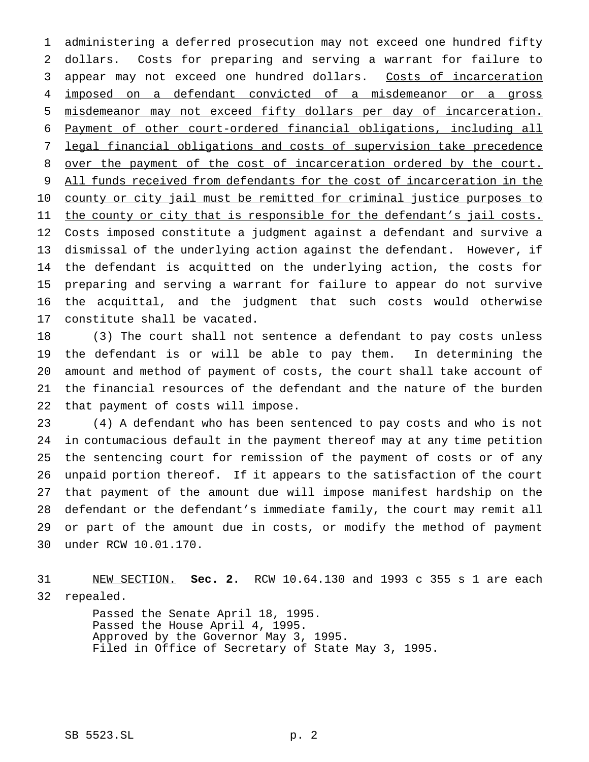administering a deferred prosecution may not exceed one hundred fifty dollars. Costs for preparing and serving a warrant for failure to appear may not exceed one hundred dollars. <u>Costs of incarceration imposed on a defendant convicted of a misdemeanor or a gross misdemeanor may not exceed fifty dollars per day of incarceration. Payment of other court-ordered financial obligations, including all legal financial obligations and costs of supervision take precedence over the payment of the cost of incarceration ordered by the court. All funds received from defendants for the cost of incarceration in the county or city jail must be remitted for criminal justice purposes to the county or city that is responsible for the defendant's jail costs.</u> Costs imposed constitute a judgment against a defendant and survive a dismissal of the underlying action against the defendant. However, if the defendant is acquitted on the underlying action, the costs for preparing and serving a warrant for failure to appear do not survive the acquittal, and the judgment that such costs would otherwise constitute shall be vacated.

(3) The court shall not sentence a defendant to pay costs unless the defendant is or will be able to pay them. In determining the amount and method of payment of costs, the court shall take account of the financial resources of the defendant and the nature of the burden that payment of costs will impose.

(4) A defendant who has been sentenced to pay costs and who is not in contumacious default in the payment thereof may at any time petition the sentencing court for remission of the payment of costs or of any unpaid portion thereof. If it appears to the satisfaction of the court that payment of the amount due will impose manifest hardship on the defendant or the defendant's immediate family, the court may remit all or part of the amount due in costs, or modify the method of payment under RCW 10.01.170.

<u>NEW SECTION.</u> **Sec. 2.** RCW 10.64.130 and 1993 c 355 s 1 are each repealed.

Passed the Senate April 18, 1995.
Passed the House April 4, 1995.
Approved by the Governor May 3, 1995.
Filed in Office of Secretary of State May 3, 1995.